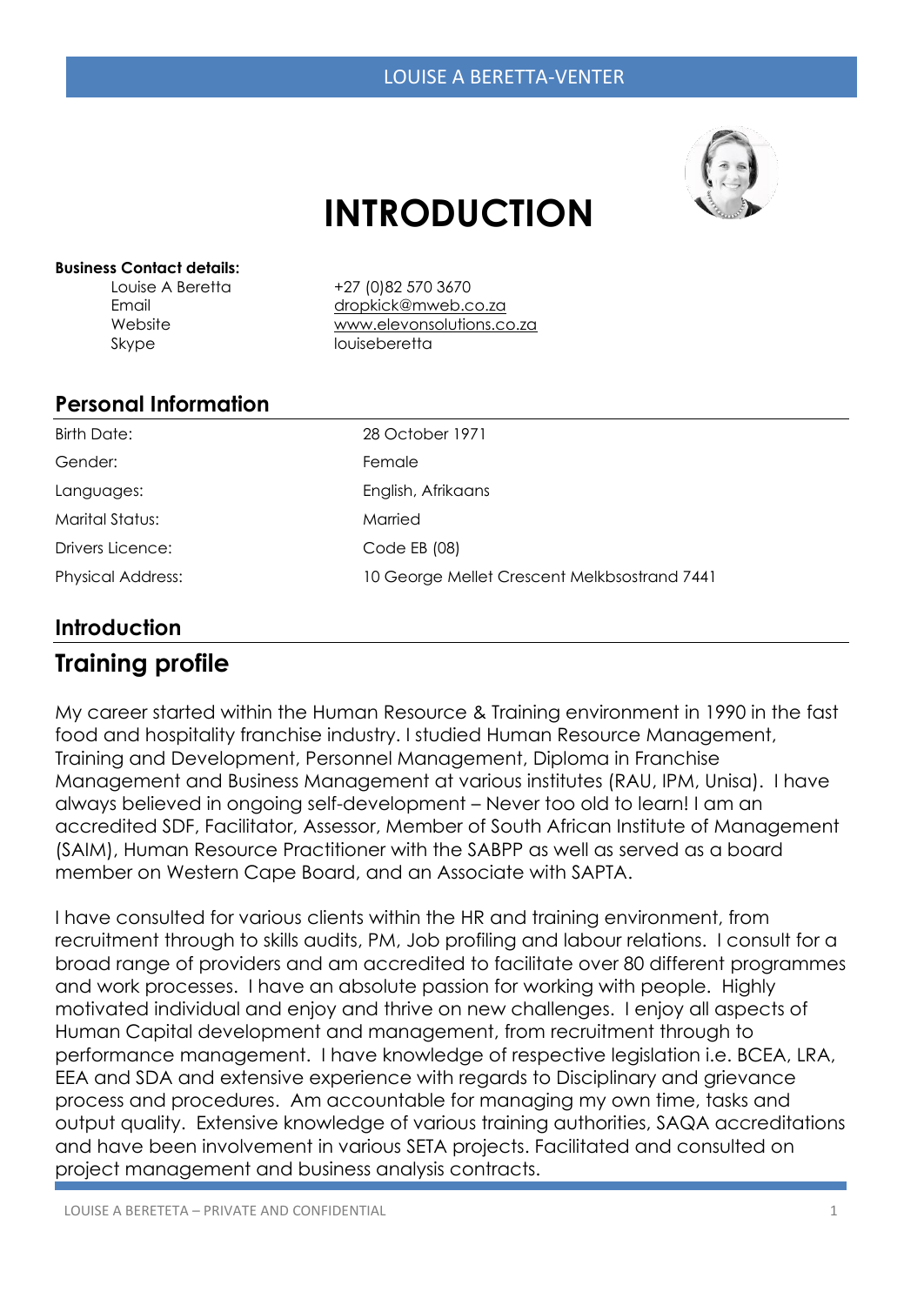# INTRODUCTION

**Business Contact details:**

| | |
|---|---|
| Louise A Beretta | +27 (0)82 570 3670 |
| Email | dropkick@mweb.co.za |
| Website | www.elevonsolutions.co.za |
| Skype | louiseberetta |

## Personal Information

| | |
|---|---|
| Birth Date: | 28 October 1971 |
| Gender: | Female |
| Languages: | English, Afrikaans |
| Marital Status: | Married |
| Drivers Licence: | Code EB (08) |
| Physical Address: | 10 George Mellet Crescent Melkbsostrand 7441 |

## Introduction

## Training profile

My career started within the Human Resource & Training environment in 1990 in the fast food and hospitality franchise industry. I studied Human Resource Management, Training and Development, Personnel Management, Diploma in Franchise Management and Business Management at various institutes (RAU, IPM, Unisa). I have always believed in ongoing self-development – Never too old to learn! I am an accredited SDF, Facilitator, Assessor, Member of South African Institute of Management (SAIM), Human Resource Practitioner with the SABPP as well as served as a board member on Western Cape Board, and an Associate with SAPTA.

I have consulted for various clients within the HR and training environment, from recruitment through to skills audits, PM, Job profiling and labour relations. I consult for a broad range of providers and am accredited to facilitate over 80 different programmes and work processes. I have an absolute passion for working with people. Highly motivated individual and enjoy and thrive on new challenges. I enjoy all aspects of Human Capital development and management, from recruitment through to performance management. I have knowledge of respective legislation i.e. BCEA, LRA, EEA and SDA and extensive experience with regards to Disciplinary and grievance process and procedures. Am accountable for managing my own time, tasks and output quality. Extensive knowledge of various training authorities, SAQA accreditations and have been involvement in various SETA projects. Facilitated and consulted on project management and business analysis contracts.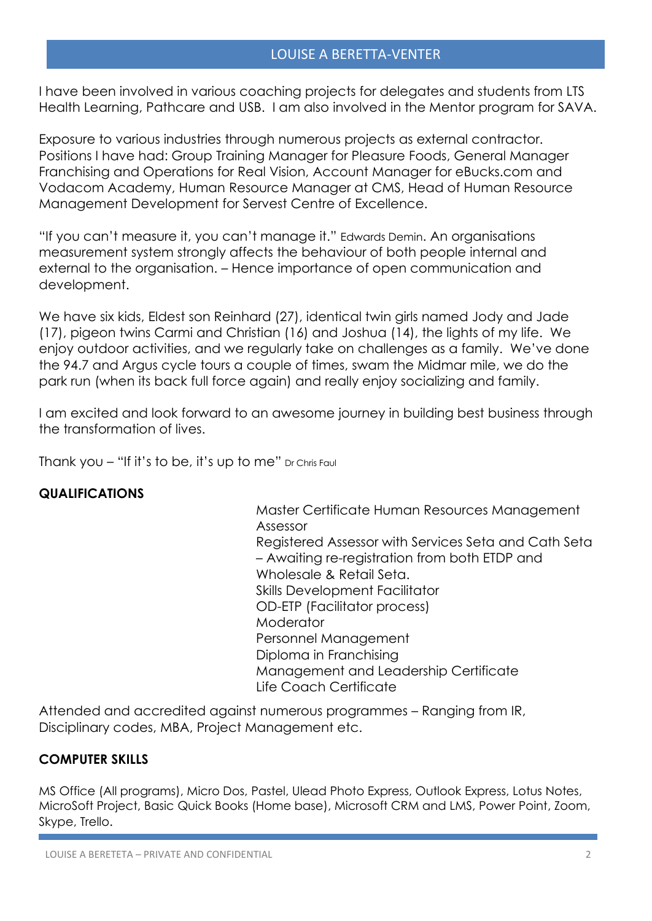I have been involved in various coaching projects for delegates and students from LTS Health Learning, Pathcare and USB. I am also involved in the Mentor program for SAVA.

Exposure to various industries through numerous projects as external contractor. Positions I have had: Group Training Manager for Pleasure Foods, General Manager Franchising and Operations for Real Vision, Account Manager for eBucks.com and Vodacom Academy, Human Resource Manager at CMS, Head of Human Resource Management Development for Servest Centre of Excellence.

"If you can't measure it, you can't manage it." Edwards Demin. An organisations measurement system strongly affects the behaviour of both people internal and external to the organisation. – Hence importance of open communication and development.

We have six kids, Eldest son Reinhard (27), identical twin girls named Jody and Jade (17), pigeon twins Carmi and Christian (16) and Joshua (14), the lights of my life. We enjoy outdoor activities, and we regularly take on challenges as a family. We've done the 94.7 and Argus cycle tours a couple of times, swam the Midmar mile, we do the park run (when its back full force again) and really enjoy socializing and family.

I am excited and look forward to an awesome journey in building best business through the transformation of lives.

Thank you – "If it's to be, it's up to me" Dr Chris Faul

**QUALIFICATIONS**

- Master Certificate Human Resources Management
- Assessor
- Registered Assessor with Services Seta and Cath Seta – Awaiting re-registration from both ETDP and Wholesale & Retail Seta.
- Skills Development Facilitator
- OD-ETP (Facilitator process)
- Moderator
- Personnel Management
- Diploma in Franchising
- Management and Leadership Certificate
- Life Coach Certificate

Attended and accredited against numerous programmes – Ranging from IR, Disciplinary codes, MBA, Project Management etc.

**COMPUTER SKILLS**

MS Office (All programs), Micro Dos, Pastel, Ulead Photo Express, Outlook Express, Lotus Notes, MicroSoft Project, Basic Quick Books (Home base), Microsoft CRM and LMS, Power Point, Zoom, Skype, Trello.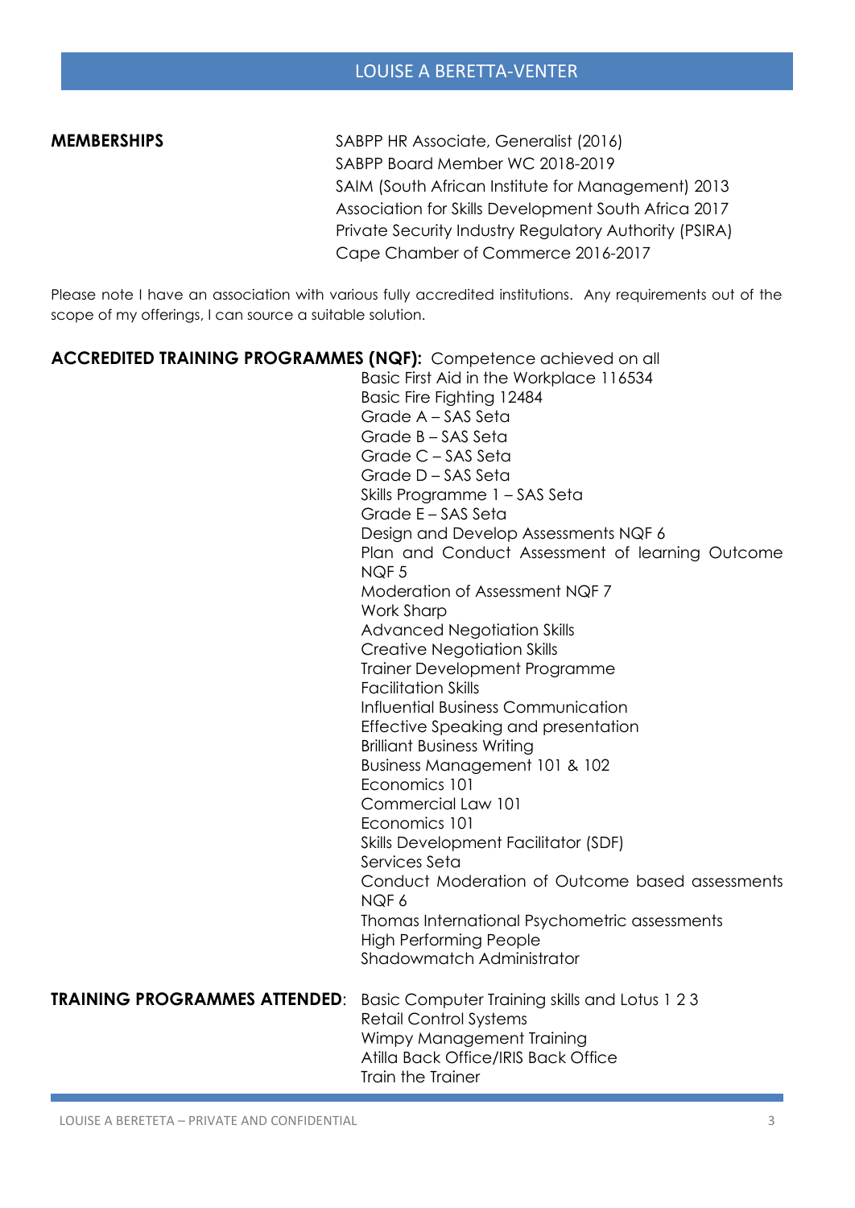**MEMBERSHIPS**

- SABPP HR Associate, Generalist (2016)
- SABPP Board Member WC 2018-2019
- SAIM (South African Institute for Management) 2013
- Association for Skills Development South Africa 2017
- Private Security Industry Regulatory Authority (PSIRA)
- Cape Chamber of Commerce 2016-2017

Please note I have an association with various fully accredited institutions. Any requirements out of the scope of my offerings, I can source a suitable solution.

**ACCREDITED TRAINING PROGRAMMES (NQF):** Competence achieved on all

- Basic First Aid in the Workplace 116534
- Basic Fire Fighting 12484
- Grade A – SAS Seta
- Grade B – SAS Seta
- Grade C – SAS Seta
- Grade D – SAS Seta
- Skills Programme 1 – SAS Seta
- Grade E – SAS Seta
- Design and Develop Assessments NQF 6
- Plan and Conduct Assessment of learning Outcome NQF 5
- Moderation of Assessment NQF 7
- Work Sharp
- Advanced Negotiation Skills
- Creative Negotiation Skills
- Trainer Development Programme
- Facilitation Skills
- Influential Business Communication
- Effective Speaking and presentation
- Brilliant Business Writing
- Business Management 101 & 102
- Economics 101
- Commercial Law 101
- Economics 101
- Skills Development Facilitator (SDF) Services Seta
- Conduct Moderation of Outcome based assessments NQF 6
- Thomas International Psychometric assessments
- High Performing People
- Shadowmatch Administrator

**TRAINING PROGRAMMES ATTENDED**:

- Basic Computer Training skills and Lotus 1 2 3
- Retail Control Systems
- Wimpy Management Training
- Atilla Back Office/IRIS Back Office
- Train the Trainer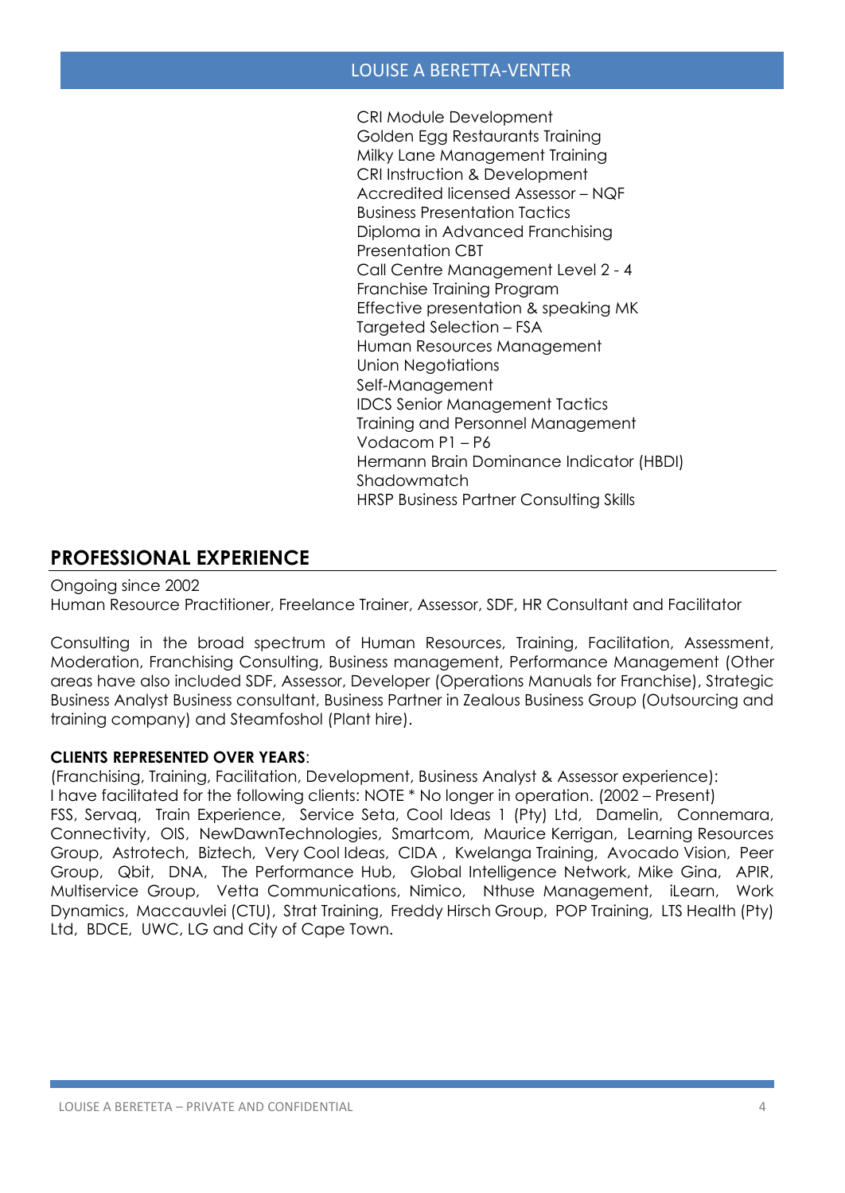- CRI Module Development
- Golden Egg Restaurants Training
- Milky Lane Management Training
- CRI Instruction & Development
- Accredited licensed Assessor – NQF
- Business Presentation Tactics
- Diploma in Advanced Franchising
- Presentation CBT
- Call Centre Management Level 2 - 4
- Franchise Training Program
- Effective presentation & speaking MK
- Targeted Selection – FSA
- Human Resources Management
- Union Negotiations
- Self-Management
- IDCS Senior Management Tactics
- Training and Personnel Management
- Vodacom P1 – P6
- Hermann Brain Dominance Indicator (HBDI)
- Shadowmatch
- HRSP Business Partner Consulting Skills

## PROFESSIONAL EXPERIENCE

Ongoing since 2002
Human Resource Practitioner, Freelance Trainer, Assessor, SDF, HR Consultant and Facilitator

Consulting in the broad spectrum of Human Resources, Training, Facilitation, Assessment, Moderation, Franchising Consulting, Business management, Performance Management (Other areas have also included SDF, Assessor, Developer (Operations Manuals for Franchise), Strategic Business Analyst Business consultant, Business Partner in Zealous Business Group (Outsourcing and training company) and Steamfoshol (Plant hire).

**CLIENTS REPRESENTED OVER YEARS**:
(Franchising, Training, Facilitation, Development, Business Analyst & Assessor experience):
I have facilitated for the following clients: NOTE * No longer in operation. (2002 – Present)
FSS, Servaq, Train Experience, Service Seta, Cool Ideas 1 (Pty) Ltd, Damelin, Connemara, Connectivity, OIS, NewDawnTechnologies, Smartcom, Maurice Kerrigan, Learning Resources Group, Astrotech, Biztech, Very Cool Ideas, CIDA , Kwelanga Training, Avocado Vision, Peer Group, Qbit, DNA, The Performance Hub, Global Intelligence Network, Mike Gina, APIR, Multiservice Group, Vetta Communications, Nimico, Nthuse Management, iLearn, Work Dynamics, Maccauvlei (CTU), Strat Training, Freddy Hirsch Group, POP Training, LTS Health (Pty) Ltd, BDCE, UWC, LG and City of Cape Town.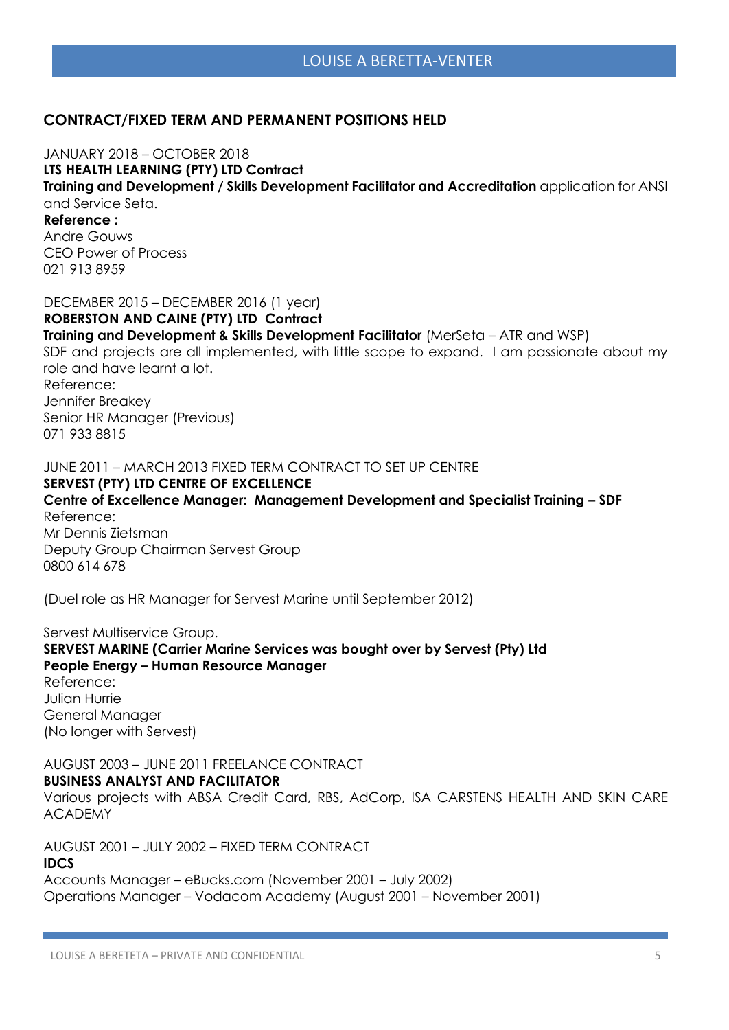## CONTRACT/FIXED TERM AND PERMANENT POSITIONS HELD

JANUARY 2018 – OCTOBER 2018
**LTS HEALTH LEARNING (PTY) LTD Contract**
**Training and Development / Skills Development Facilitator and Accreditation** application for ANSI and Service Seta.
**Reference :**
Andre Gouws
CEO Power of Process
021 913 8959

DECEMBER 2015 – DECEMBER 2016 (1 year)
**ROBERSTON AND CAINE (PTY) LTD Contract**
**Training and Development & Skills Development Facilitator** (MerSeta – ATR and WSP)
SDF and projects are all implemented, with little scope to expand. I am passionate about my role and have learnt a lot.
Reference:
Jennifer Breakey
Senior HR Manager (Previous)
071 933 8815

JUNE 2011 – MARCH 2013 FIXED TERM CONTRACT TO SET UP CENTRE
**SERVEST (PTY) LTD CENTRE OF EXCELLENCE**
**Centre of Excellence Manager: Management Development and Specialist Training – SDF**
Reference:
Mr Dennis Zietsman
Deputy Group Chairman Servest Group
0800 614 678

(Duel role as HR Manager for Servest Marine until September 2012)

Servest Multiservice Group.
**SERVEST MARINE (Carrier Marine Services was bought over by Servest (Pty) Ltd**
**People Energy – Human Resource Manager**
Reference:
Julian Hurrie
General Manager
(No longer with Servest)

AUGUST 2003 – JUNE 2011 FREELANCE CONTRACT
**BUSINESS ANALYST AND FACILITATOR**
Various projects with ABSA Credit Card, RBS, AdCorp, ISA CARSTENS HEALTH AND SKIN CARE ACADEMY

AUGUST 2001 – JULY 2002 – FIXED TERM CONTRACT
**IDCS**
Accounts Manager – eBucks.com (November 2001 – July 2002)
Operations Manager – Vodacom Academy (August 2001 – November 2001)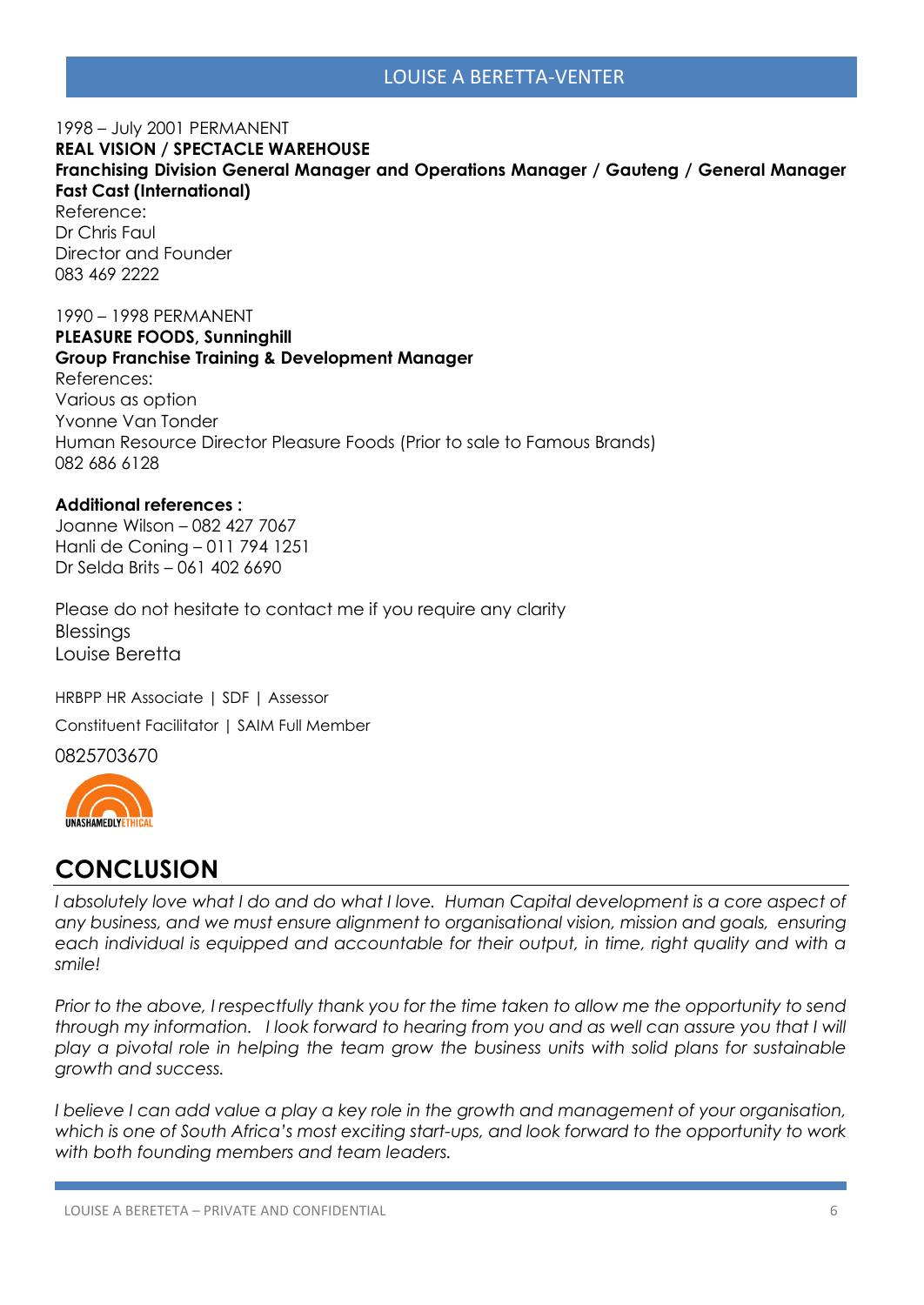1998 – July 2001 PERMANENT
**REAL VISION / SPECTACLE WAREHOUSE**
**Franchising Division General Manager and Operations Manager / Gauteng / General Manager Fast Cast (International)**
Reference:
Dr Chris Faul
Director and Founder
083 469 2222

1990 – 1998 PERMANENT
**PLEASURE FOODS, Sunninghill**
**Group Franchise Training & Development Manager**
References:
Various as option
Yvonne Van Tonder
Human Resource Director Pleasure Foods (Prior to sale to Famous Brands)
082 686 6128

**Additional references :**
Joanne Wilson – 082 427 7067
Hanli de Coning – 011 794 1251
Dr Selda Brits – 061 402 6690

Please do not hesitate to contact me if you require any clarity
Blessings
Louise Beretta

HRBPP HR Associate | SDF | Assessor

Constituent Facilitator | SAIM Full Member

0825703670

UNASHAMEDLYETHICAL

# CONCLUSION

*I absolutely love what I do and do what I love. Human Capital development is a core aspect of any business, and we must ensure alignment to organisational vision, mission and goals, ensuring each individual is equipped and accountable for their output, in time, right quality and with a smile!*

*Prior to the above, I respectfully thank you for the time taken to allow me the opportunity to send through my information. I look forward to hearing from you and as well can assure you that I will play a pivotal role in helping the team grow the business units with solid plans for sustainable growth and success.*

*I believe I can add value a play a key role in the growth and management of your organisation, which is one of South Africa's most exciting start-ups, and look forward to the opportunity to work with both founding members and team leaders.*